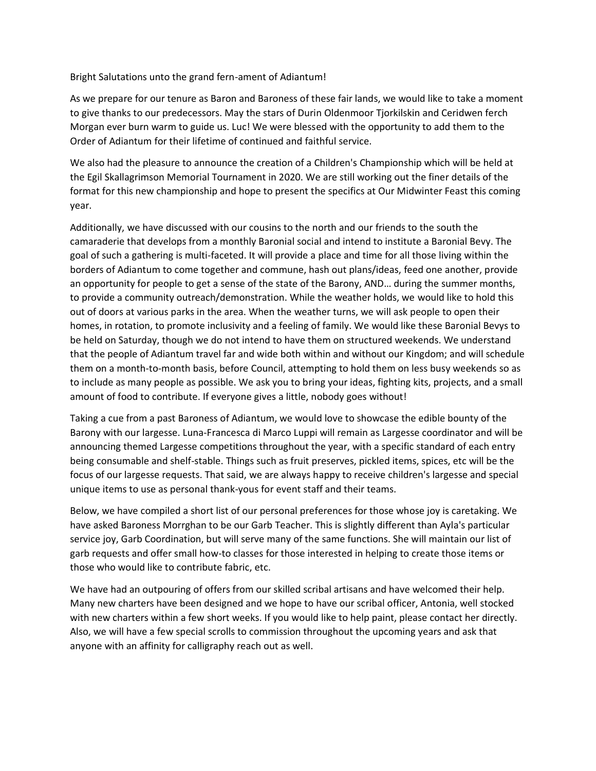Bright Salutations unto the grand fern-ament of Adiantum!

As we prepare for our tenure as Baron and Baroness of these fair lands, we would like to take a moment to give thanks to our predecessors. May the stars of Durin Oldenmoor Tjorkilskin and Ceridwen ferch Morgan ever burn warm to guide us. Luc! We were blessed with the opportunity to add them to the Order of Adiantum for their lifetime of continued and faithful service.

We also had the pleasure to announce the creation of a Children's Championship which will be held at the Egil Skallagrimson Memorial Tournament in 2020. We are still working out the finer details of the format for this new championship and hope to present the specifics at Our Midwinter Feast this coming year.

Additionally, we have discussed with our cousins to the north and our friends to the south the camaraderie that develops from a monthly Baronial social and intend to institute a Baronial Bevy. The goal of such a gathering is multi-faceted. It will provide a place and time for all those living within the borders of Adiantum to come together and commune, hash out plans/ideas, feed one another, provide an opportunity for people to get a sense of the state of the Barony, AND… during the summer months, to provide a community outreach/demonstration. While the weather holds, we would like to hold this out of doors at various parks in the area. When the weather turns, we will ask people to open their homes, in rotation, to promote inclusivity and a feeling of family. We would like these Baronial Bevys to be held on Saturday, though we do not intend to have them on structured weekends. We understand that the people of Adiantum travel far and wide both within and without our Kingdom; and will schedule them on a month-to-month basis, before Council, attempting to hold them on less busy weekends so as to include as many people as possible. We ask you to bring your ideas, fighting kits, projects, and a small amount of food to contribute. If everyone gives a little, nobody goes without!

Taking a cue from a past Baroness of Adiantum, we would love to showcase the edible bounty of the Barony with our largesse. Luna-Francesca di Marco Luppi will remain as Largesse coordinator and will be announcing themed Largesse competitions throughout the year, with a specific standard of each entry being consumable and shelf-stable. Things such as fruit preserves, pickled items, spices, etc will be the focus of our largesse requests. That said, we are always happy to receive children's largesse and special unique items to use as personal thank-yous for event staff and their teams.

Below, we have compiled a short list of our personal preferences for those whose joy is caretaking. We have asked Baroness Morrghan to be our Garb Teacher. This is slightly different than Ayla's particular service joy, Garb Coordination, but will serve many of the same functions. She will maintain our list of garb requests and offer small how-to classes for those interested in helping to create those items or those who would like to contribute fabric, etc.

We have had an outpouring of offers from our skilled scribal artisans and have welcomed their help. Many new charters have been designed and we hope to have our scribal officer, Antonia, well stocked with new charters within a few short weeks. If you would like to help paint, please contact her directly. Also, we will have a few special scrolls to commission throughout the upcoming years and ask that anyone with an affinity for calligraphy reach out as well.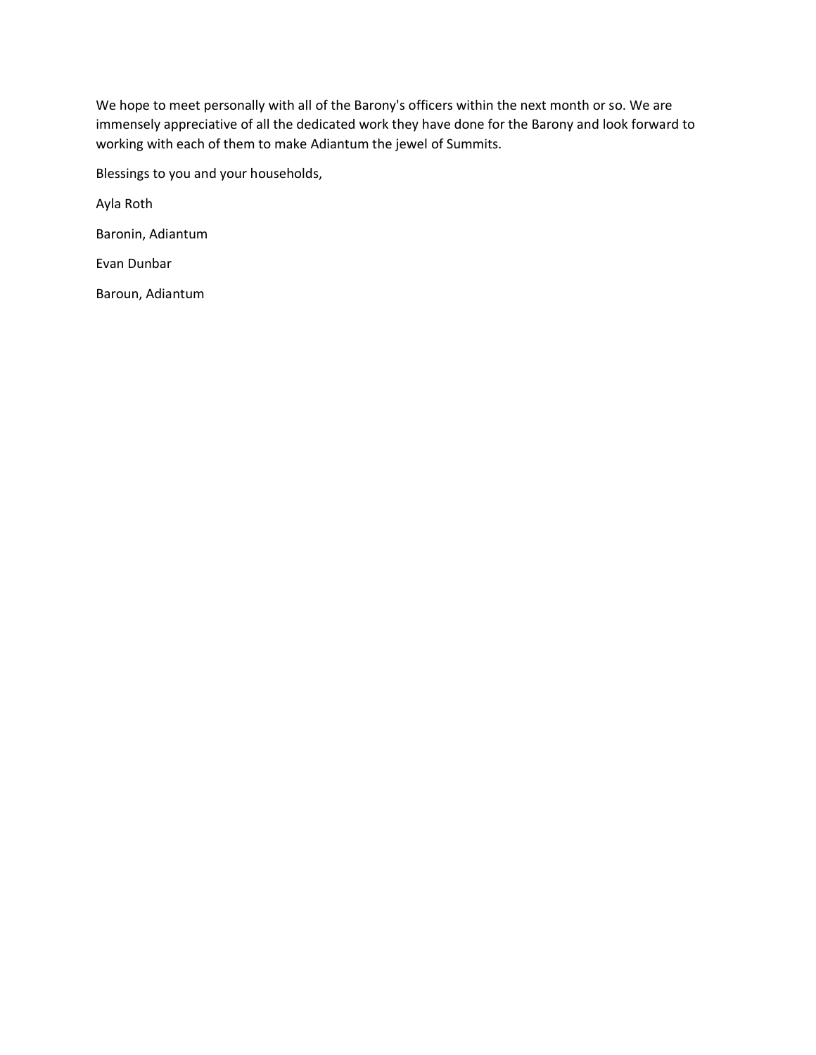We hope to meet personally with all of the Barony's officers within the next month or so. We are immensely appreciative of all the dedicated work they have done for the Barony and look forward to working with each of them to make Adiantum the jewel of Summits.

Blessings to you and your households,

Ayla Roth

Baronin, Adiantum

Evan Dunbar

Baroun, Adiantum